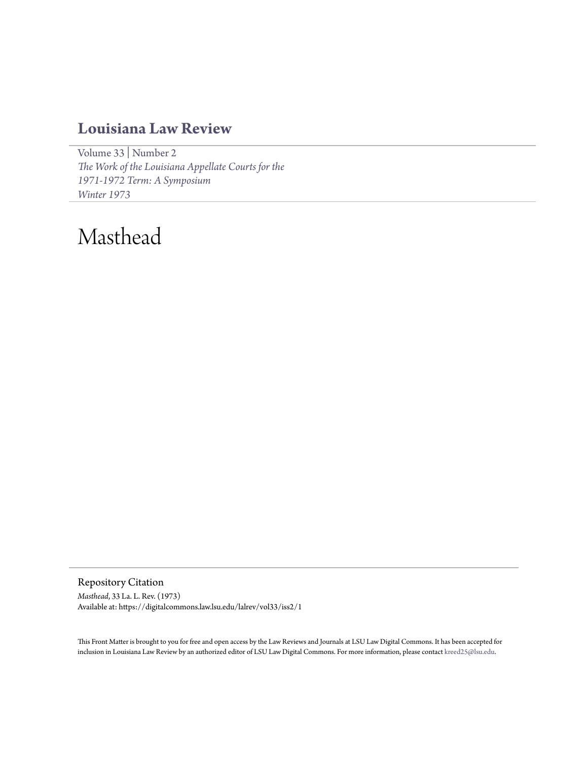# Louisiana Law Review

Volume 33 | Number 2
*The Work of the Louisiana Appellate Courts for the 1971-1972 Term: A Symposium*
*Winter 1973*

# Masthead

## Repository Citation

*Masthead*, 33 La. L. Rev. (1973)
Available at: https://digitalcommons.law.lsu.edu/lalrev/vol33/iss2/1

This Front Matter is brought to you for free and open access by the Law Reviews and Journals at LSU Law Digital Commons. It has been accepted for inclusion in Louisiana Law Review by an authorized editor of LSU Law Digital Commons. For more information, please contact kreed25@lsu.edu.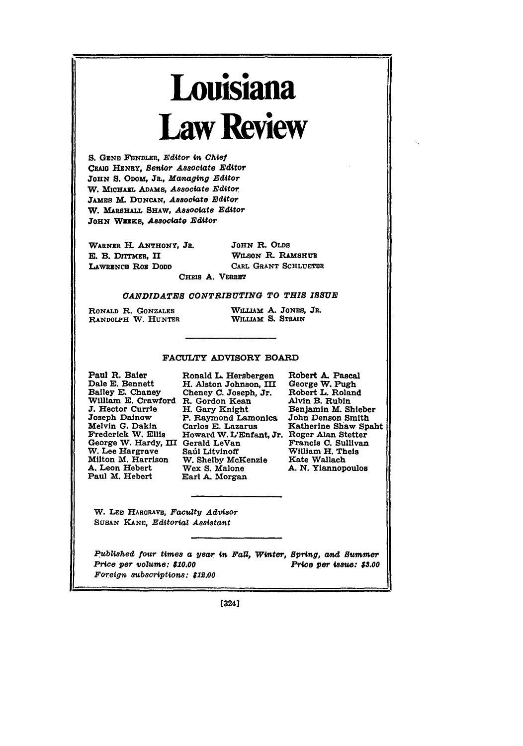# Louisiana Law Review

S. GENE FENDLER, *Editor in Chief*
CRAIG HENRY, *Senior Associate Editor*
JOHN S. ODOM, JR., *Managing Editor*
W. MICHAEL ADAMS, *Associate Editor*
JAMES M. DUNCAN, *Associate Editor*
W. MARSHALL SHAW, *Associate Editor*
JOHN WEEKS, *Associate Editor*

WARNER H. ANTHONY, JR.
E. B. DITTMER, II
LAWRENCE ROE DODD
JOHN R. OLDS
WILSON R. RAMSHUR
CARL GRANT SCHLUETER
CHRIS A. VERRET

*CANDIDATES CONTRIBUTING TO THIS ISSUE*

RONALD R. GONZALES
RANDOLPH W. HUNTER
WILLIAM A. JONES, JR.
WILLIAM S. STRAIN

---

FACULTY ADVISORY BOARD

Paul R. Baier
Dale E. Bennett
Bailey E. Chaney
William E. Crawford
J. Hector Currie
Joseph Dainow
Melvin G. Dakin
Frederick W. Ellis
George W. Hardy, III
W. Lee Hargrave
Milton M. Harrison
A. Leon Hebert
Paul M. Hebert
Ronald L. Hersbergen
H. Alston Johnson, III
Cheney C. Joseph, Jr.
R. Gordon Kean
H. Gary Knight
P. Raymond Lamonica
Carlos E. Lazarus
Howard W. L'Enfant, Jr.
Gerald LeVan
Saúl Litvinoff
W. Shelby McKenzie
Wex S. Malone
Earl A. Morgan
Robert A. Pascal
George W. Pugh
Robert L. Roland
Alvin B. Rubin
Benjamin M. Shieber
John Denson Smith
Katherine Shaw Spaht
Roger Alan Stetter
Francis C. Sullivan
William H. Theis
Kate Wallach
A. N. Yiannopoulos

---

W. LEE HARGRAVE, *Faculty Advisor*
SUSAN KANE, *Editorial Assistant*

---

*Published four times a year in Fall, Winter, Spring, and Summer*
*Price per volume: $10.00* *Price per issue: $3.00*
*Foreign subscriptions: $12.00*